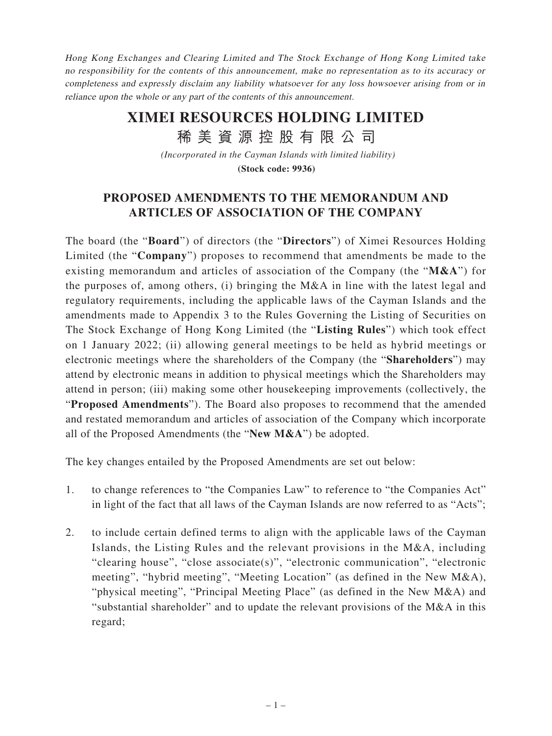*Hong Kong Exchanges and Clearing Limited and The Stock Exchange of Hong Kong Limited take no responsibility for the contents of this announcement, make no representation as to its accuracy or completeness and expressly disclaim any liability whatsoever for any loss howsoever arising from or in reliance upon the whole or any part of the contents of this announcement.*

# XIMEI RESOURCES HOLDING LIMITED

# 稀美資源控股有限公司

*(Incorporated in the Cayman Islands with limited liability)*

**(Stock code: 9936)**

## PROPOSED AMENDMENTS TO THE MEMORANDUM AND ARTICLES OF ASSOCIATION OF THE COMPANY

The board (the "**Board**") of directors (the "**Directors**") of Ximei Resources Holding Limited (the "**Company**") proposes to recommend that amendments be made to the existing memorandum and articles of association of the Company (the "**M&A**") for the purposes of, among others, (i) bringing the M&A in line with the latest legal and regulatory requirements, including the applicable laws of the Cayman Islands and the amendments made to Appendix 3 to the Rules Governing the Listing of Securities on The Stock Exchange of Hong Kong Limited (the "**Listing Rules**") which took effect on 1 January 2022; (ii) allowing general meetings to be held as hybrid meetings or electronic meetings where the shareholders of the Company (the "**Shareholders**") may attend by electronic means in addition to physical meetings which the Shareholders may attend in person; (iii) making some other housekeeping improvements (collectively, the "**Proposed Amendments**"). The Board also proposes to recommend that the amended and restated memorandum and articles of association of the Company which incorporate all of the Proposed Amendments (the "**New M&A**") be adopted.

The key changes entailed by the Proposed Amendments are set out below:

1. to change references to "the Companies Law" to reference to "the Companies Act" in light of the fact that all laws of the Cayman Islands are now referred to as "Acts";

2. to include certain defined terms to align with the applicable laws of the Cayman Islands, the Listing Rules and the relevant provisions in the M&A, including "clearing house", "close associate(s)", "electronic communication", "electronic meeting", "hybrid meeting", "Meeting Location" (as defined in the New M&A), "physical meeting", "Principal Meeting Place" (as defined in the New M&A) and "substantial shareholder" and to update the relevant provisions of the M&A in this regard;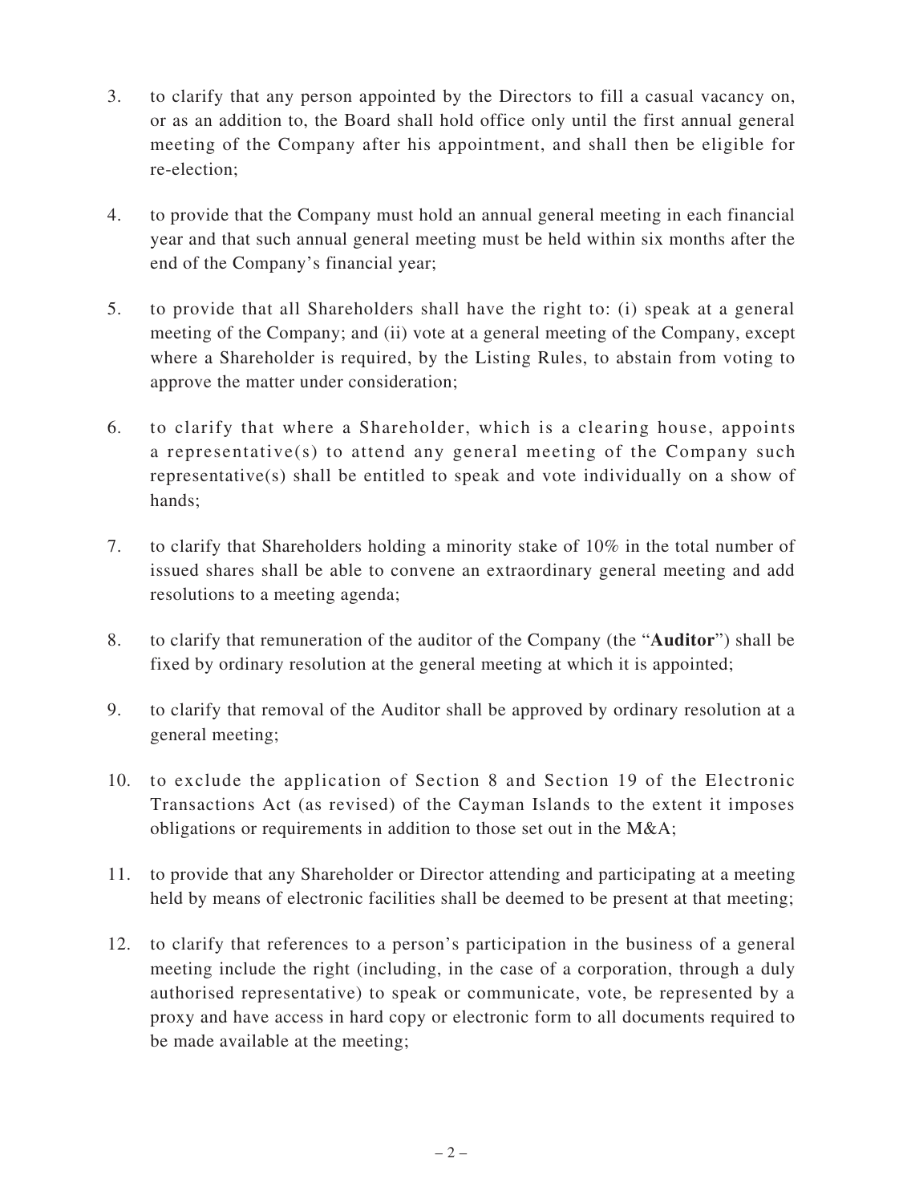3. to clarify that any person appointed by the Directors to fill a casual vacancy on, or as an addition to, the Board shall hold office only until the first annual general meeting of the Company after his appointment, and shall then be eligible for re-election;

4. to provide that the Company must hold an annual general meeting in each financial year and that such annual general meeting must be held within six months after the end of the Company's financial year;

5. to provide that all Shareholders shall have the right to: (i) speak at a general meeting of the Company; and (ii) vote at a general meeting of the Company, except where a Shareholder is required, by the Listing Rules, to abstain from voting to approve the matter under consideration;

6. to clarify that where a Shareholder, which is a clearing house, appoints a representative(s) to attend any general meeting of the Company such representative(s) shall be entitled to speak and vote individually on a show of hands;

7. to clarify that Shareholders holding a minority stake of 10% in the total number of issued shares shall be able to convene an extraordinary general meeting and add resolutions to a meeting agenda;

8. to clarify that remuneration of the auditor of the Company (the "**Auditor**") shall be fixed by ordinary resolution at the general meeting at which it is appointed;

9. to clarify that removal of the Auditor shall be approved by ordinary resolution at a general meeting;

10. to exclude the application of Section 8 and Section 19 of the Electronic Transactions Act (as revised) of the Cayman Islands to the extent it imposes obligations or requirements in addition to those set out in the M&A;

11. to provide that any Shareholder or Director attending and participating at a meeting held by means of electronic facilities shall be deemed to be present at that meeting;

12. to clarify that references to a person's participation in the business of a general meeting include the right (including, in the case of a corporation, through a duly authorised representative) to speak or communicate, vote, be represented by a proxy and have access in hard copy or electronic form to all documents required to be made available at the meeting;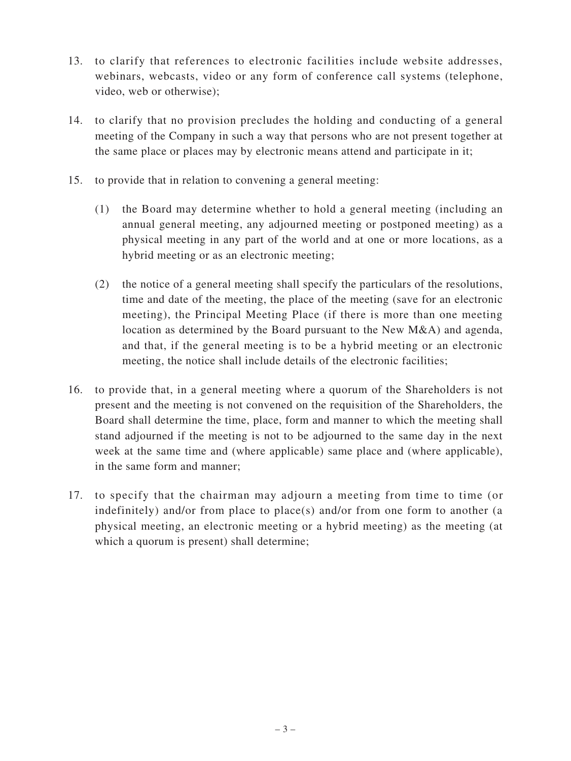13. to clarify that references to electronic facilities include website addresses, webinars, webcasts, video or any form of conference call systems (telephone, video, web or otherwise);

14. to clarify that no provision precludes the holding and conducting of a general meeting of the Company in such a way that persons who are not present together at the same place or places may by electronic means attend and participate in it;

15. to provide that in relation to convening a general meeting:

    (1) the Board may determine whether to hold a general meeting (including an annual general meeting, any adjourned meeting or postponed meeting) as a physical meeting in any part of the world and at one or more locations, as a hybrid meeting or as an electronic meeting;

    (2) the notice of a general meeting shall specify the particulars of the resolutions, time and date of the meeting, the place of the meeting (save for an electronic meeting), the Principal Meeting Place (if there is more than one meeting location as determined by the Board pursuant to the New M&A) and agenda, and that, if the general meeting is to be a hybrid meeting or an electronic meeting, the notice shall include details of the electronic facilities;

16. to provide that, in a general meeting where a quorum of the Shareholders is not present and the meeting is not convened on the requisition of the Shareholders, the Board shall determine the time, place, form and manner to which the meeting shall stand adjourned if the meeting is not to be adjourned to the same day in the next week at the same time and (where applicable) same place and (where applicable), in the same form and manner;

17. to specify that the chairman may adjourn a meeting from time to time (or indefinitely) and/or from place to place(s) and/or from one form to another (a physical meeting, an electronic meeting or a hybrid meeting) as the meeting (at which a quorum is present) shall determine;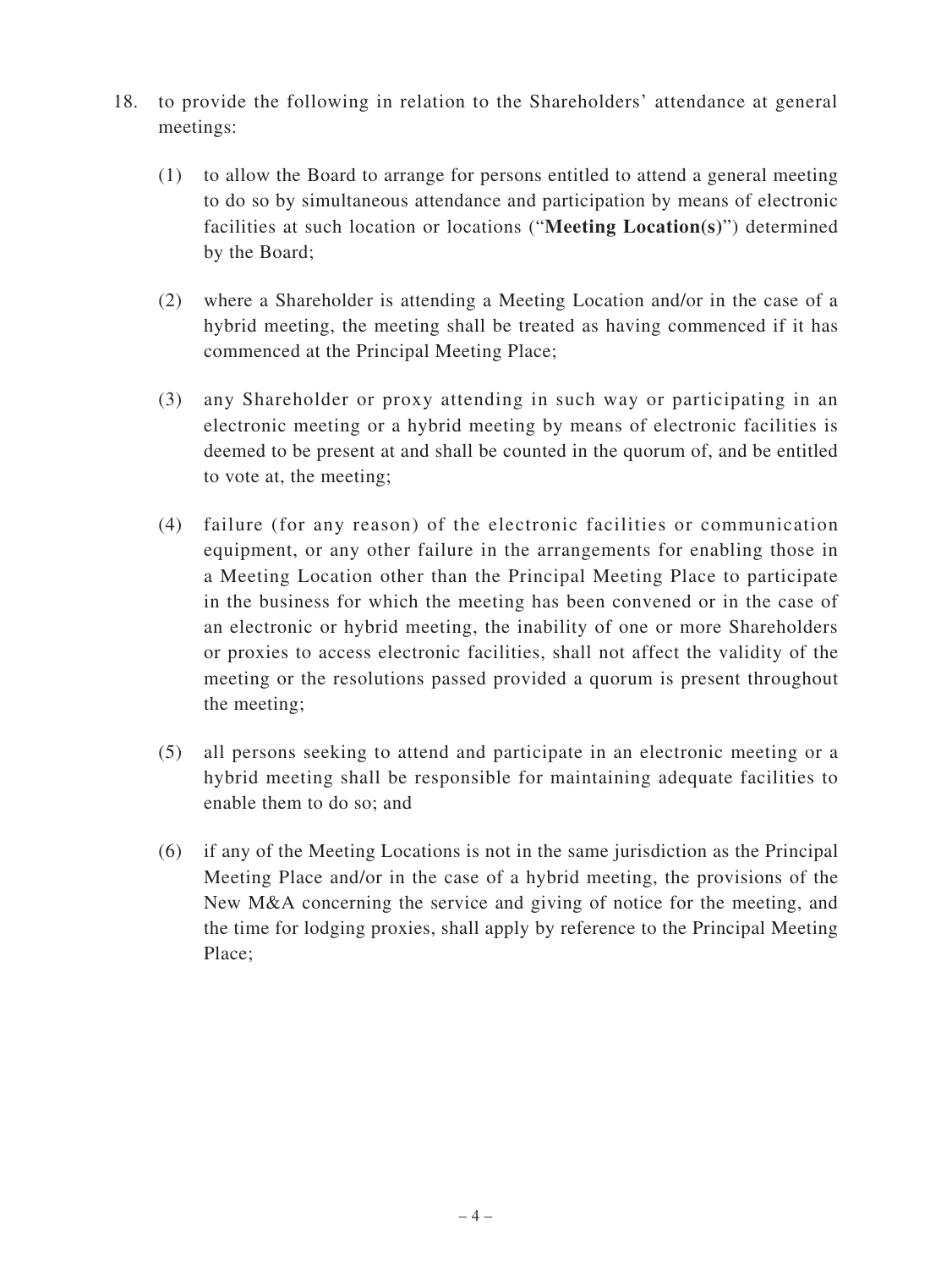18. to provide the following in relation to the Shareholders' attendance at general meetings:

    (1) to allow the Board to arrange for persons entitled to attend a general meeting to do so by simultaneous attendance and participation by means of electronic facilities at such location or locations ("**Meeting Location(s)**") determined by the Board;

    (2) where a Shareholder is attending a Meeting Location and/or in the case of a hybrid meeting, the meeting shall be treated as having commenced if it has commenced at the Principal Meeting Place;

    (3) any Shareholder or proxy attending in such way or participating in an electronic meeting or a hybrid meeting by means of electronic facilities is deemed to be present at and shall be counted in the quorum of, and be entitled to vote at, the meeting;

    (4) failure (for any reason) of the electronic facilities or communication equipment, or any other failure in the arrangements for enabling those in a Meeting Location other than the Principal Meeting Place to participate in the business for which the meeting has been convened or in the case of an electronic or hybrid meeting, the inability of one or more Shareholders or proxies to access electronic facilities, shall not affect the validity of the meeting or the resolutions passed provided a quorum is present throughout the meeting;

    (5) all persons seeking to attend and participate in an electronic meeting or a hybrid meeting shall be responsible for maintaining adequate facilities to enable them to do so; and

    (6) if any of the Meeting Locations is not in the same jurisdiction as the Principal Meeting Place and/or in the case of a hybrid meeting, the provisions of the New M&A concerning the service and giving of notice for the meeting, and the time for lodging proxies, shall apply by reference to the Principal Meeting Place;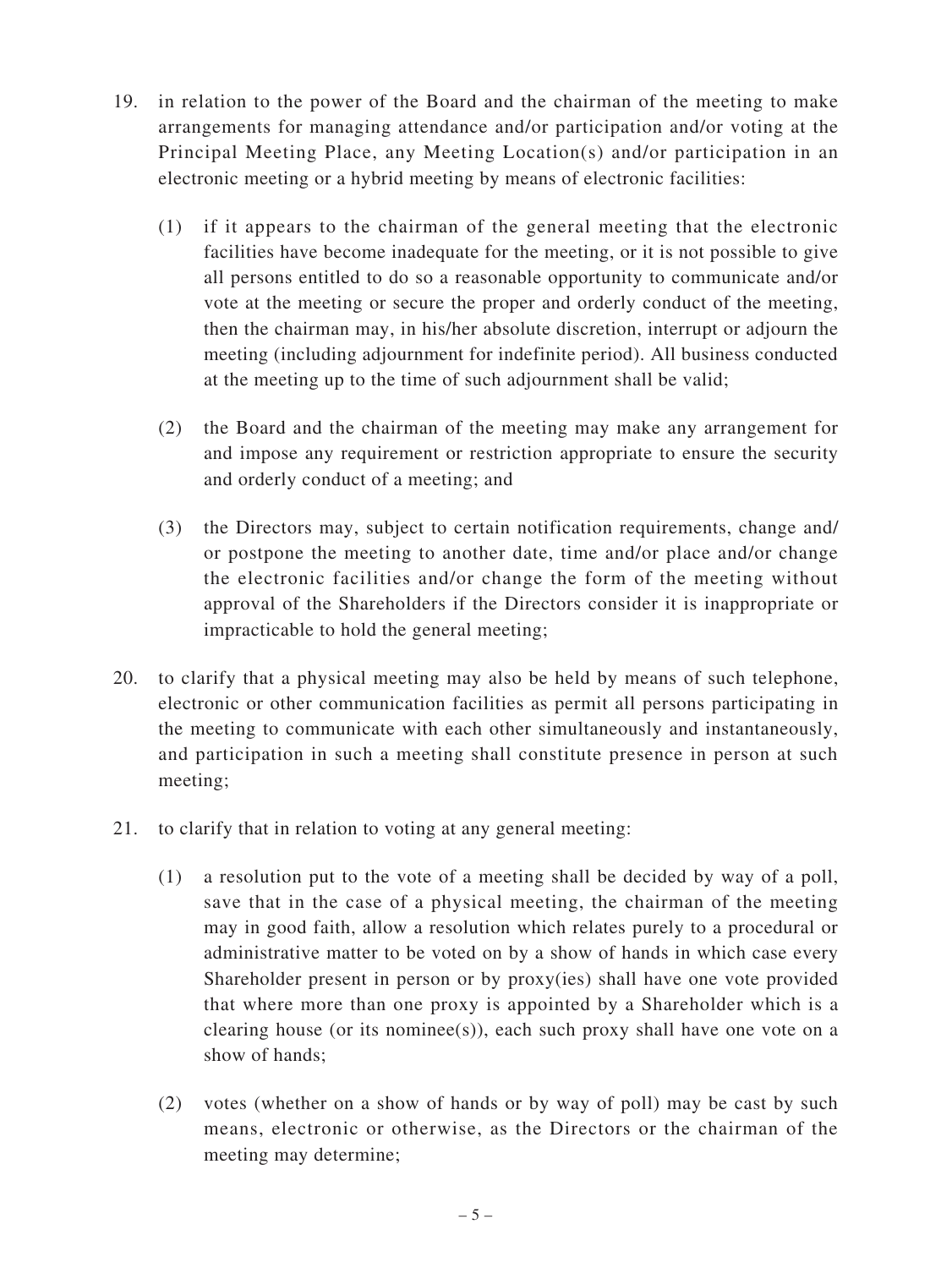19. in relation to the power of the Board and the chairman of the meeting to make arrangements for managing attendance and/or participation and/or voting at the Principal Meeting Place, any Meeting Location(s) and/or participation in an electronic meeting or a hybrid meeting by means of electronic facilities:

    (1) if it appears to the chairman of the general meeting that the electronic facilities have become inadequate for the meeting, or it is not possible to give all persons entitled to do so a reasonable opportunity to communicate and/or vote at the meeting or secure the proper and orderly conduct of the meeting, then the chairman may, in his/her absolute discretion, interrupt or adjourn the meeting (including adjournment for indefinite period). All business conducted at the meeting up to the time of such adjournment shall be valid;

    (2) the Board and the chairman of the meeting may make any arrangement for and impose any requirement or restriction appropriate to ensure the security and orderly conduct of a meeting; and

    (3) the Directors may, subject to certain notification requirements, change and/or postpone the meeting to another date, time and/or place and/or change the electronic facilities and/or change the form of the meeting without approval of the Shareholders if the Directors consider it is inappropriate or impracticable to hold the general meeting;

20. to clarify that a physical meeting may also be held by means of such telephone, electronic or other communication facilities as permit all persons participating in the meeting to communicate with each other simultaneously and instantaneously, and participation in such a meeting shall constitute presence in person at such meeting;

21. to clarify that in relation to voting at any general meeting:

    (1) a resolution put to the vote of a meeting shall be decided by way of a poll, save that in the case of a physical meeting, the chairman of the meeting may in good faith, allow a resolution which relates purely to a procedural or administrative matter to be voted on by a show of hands in which case every Shareholder present in person or by proxy(ies) shall have one vote provided that where more than one proxy is appointed by a Shareholder which is a clearing house (or its nominee(s)), each such proxy shall have one vote on a show of hands;

    (2) votes (whether on a show of hands or by way of poll) may be cast by such means, electronic or otherwise, as the Directors or the chairman of the meeting may determine;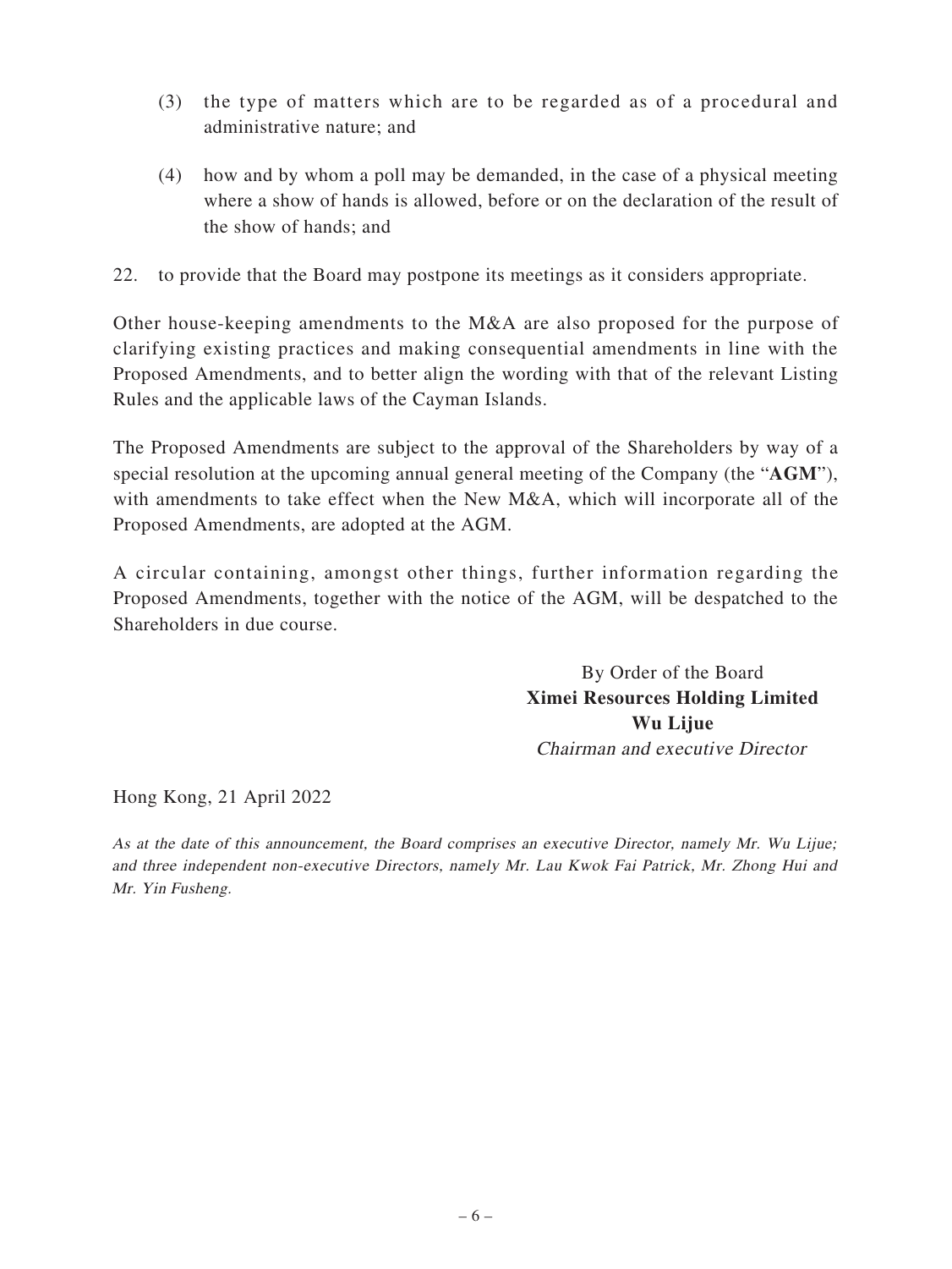(3) the type of matters which are to be regarded as of a procedural and administrative nature; and

(4) how and by whom a poll may be demanded, in the case of a physical meeting where a show of hands is allowed, before or on the declaration of the result of the show of hands; and

22. to provide that the Board may postpone its meetings as it considers appropriate.

Other house-keeping amendments to the M&A are also proposed for the purpose of clarifying existing practices and making consequential amendments in line with the Proposed Amendments, and to better align the wording with that of the relevant Listing Rules and the applicable laws of the Cayman Islands.

The Proposed Amendments are subject to the approval of the Shareholders by way of a special resolution at the upcoming annual general meeting of the Company (the "**AGM**"), with amendments to take effect when the New M&A, which will incorporate all of the Proposed Amendments, are adopted at the AGM.

A circular containing, amongst other things, further information regarding the Proposed Amendments, together with the notice of the AGM, will be despatched to the Shareholders in due course.

By Order of the Board
**Ximei Resources Holding Limited**
**Wu Lijue**
*Chairman and executive Director*

Hong Kong, 21 April 2022

*As at the date of this announcement, the Board comprises an executive Director, namely Mr. Wu Lijue; and three independent non-executive Directors, namely Mr. Lau Kwok Fai Patrick, Mr. Zhong Hui and Mr. Yin Fusheng.*